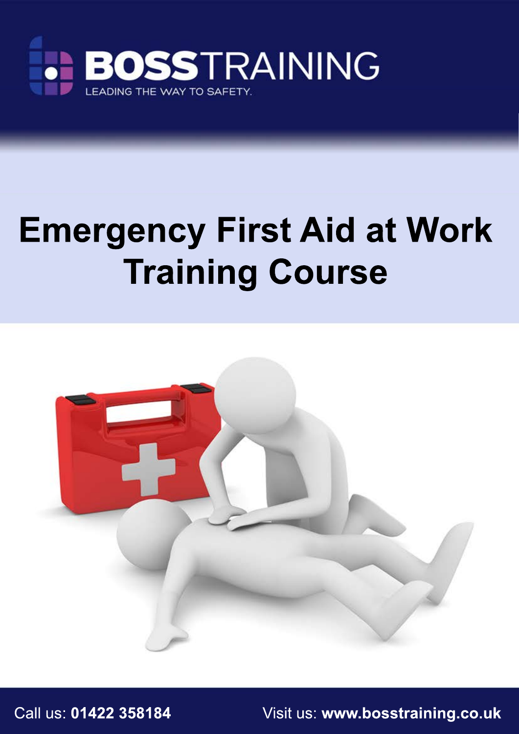BOSSTRAINING

LEADING THE WAY TO SAFETY.

# Emergency First Aid at Work Training Course

Call us: **01422 358184**

Visit us: **www.bosstraining.co.uk**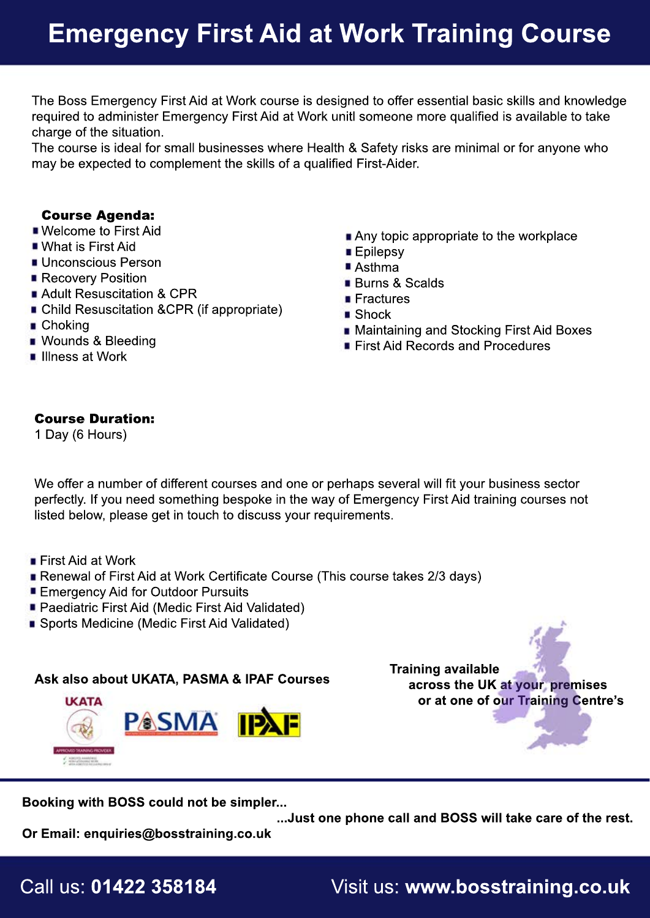# Emergency First Aid at Work Training Course

The Boss Emergency First Aid at Work course is designed to offer essential basic skills and knowledge required to administer Emergency First Aid at Work unitl someone more qualified is available to take charge of the situation.
The course is ideal for small businesses where Health & Safety risks are minimal or for anyone who may be expected to complement the skills of a qualified First-Aider.

**Course Agenda:**

- Welcome to First Aid
- What is First Aid
- Unconscious Person
- Recovery Position
- Adult Resuscitation & CPR
- Child Resuscitation &CPR (if appropriate)
- Choking
- Wounds & Bleeding
- Illness at Work
- Any topic appropriate to the workplace
- Epilepsy
- Asthma
- Burns & Scalds
- Fractures
- Shock
- Maintaining and Stocking First Aid Boxes
- First Aid Records and Procedures

**Course Duration:**
1 Day (6 Hours)

We offer a number of different courses and one or perhaps several will fit your business sector perfectly. If you need something bespoke in the way of Emergency First Aid training courses not listed below, please get in touch to discuss your requirements.

- First Aid at Work
- Renewal of First Aid at Work Certificate Course (This course takes 2/3 days)
- Emergency Aid for Outdoor Pursuits
- Paediatric First Aid (Medic First Aid Validated)
- Sports Medicine (Medic First Aid Validated)

**Ask also about UKATA, PASMA & IPAF Courses**

**Training available across the UK at your premises or at one of our Training Centre's**

**Booking with BOSS could not be simpler...**
**...Just one phone call and BOSS will take care of the rest.**
**Or Email: enquiries@bosstraining.co.uk**

Call us: **01422 358184** Visit us: **www.bosstraining.co.uk**